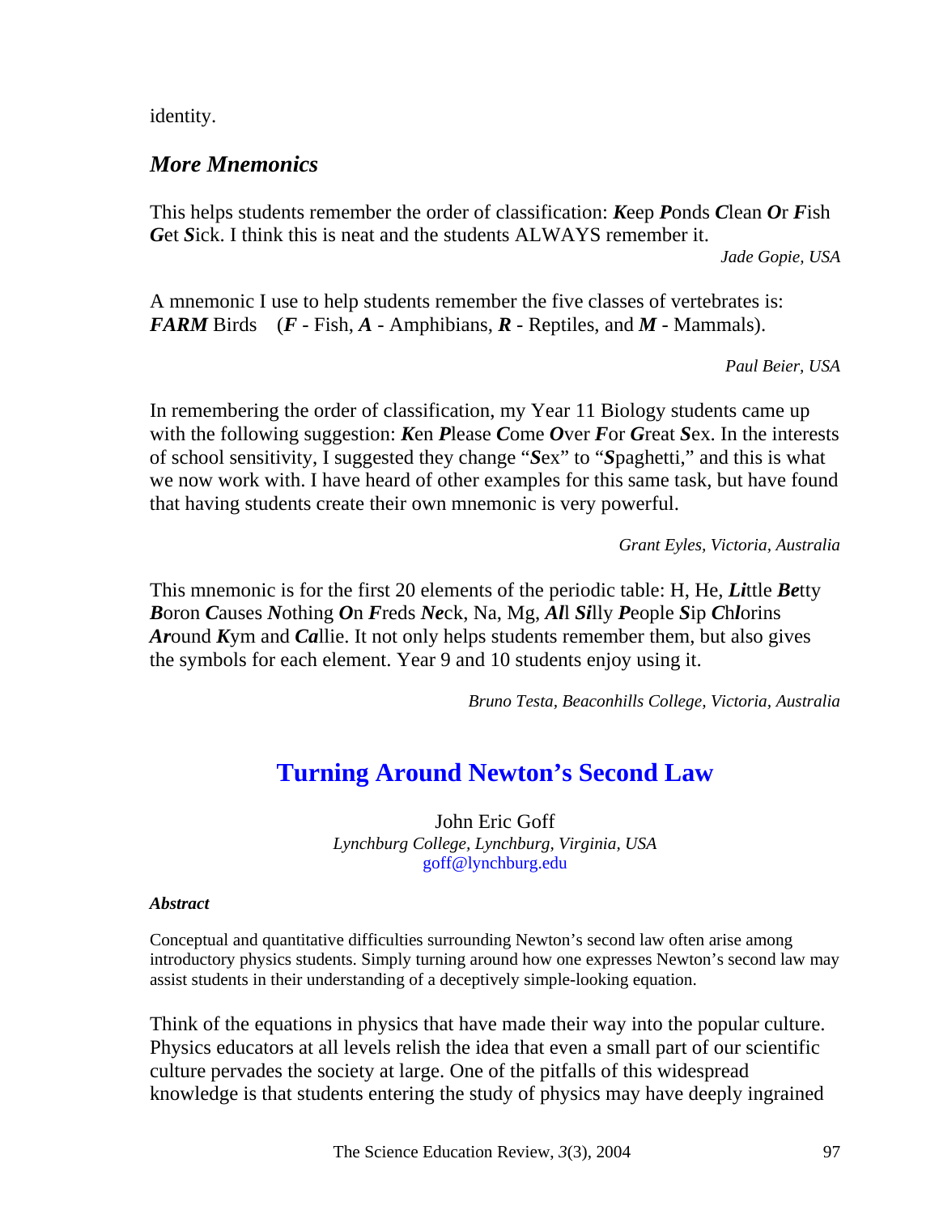identity.

## *More Mnemonics*

This helps students remember the order of classification: ***K***eep ***P***onds ***C***lean ***O***r ***F***ish ***G***et ***S***ick. I think this is neat and the students ALWAYS remember it.

*Jade Gopie, USA*

A mnemonic I use to help students remember the five classes of vertebrates is: ***FARM*** Birds (***F*** - Fish, ***A*** - Amphibians, ***R*** - Reptiles, and ***M*** - Mammals).

*Paul Beier, USA*

In remembering the order of classification, my Year 11 Biology students came up with the following suggestion: ***K***en ***P***lease ***C***ome ***O***ver ***F***or ***G***reat ***S***ex. In the interests of school sensitivity, I suggested they change "***S***ex" to "***S***paghetti," and this is what we now work with. I have heard of other examples for this same task, but have found that having students create their own mnemonic is very powerful.

*Grant Eyles, Victoria, Australia*

This mnemonic is for the first 20 elements of the periodic table: H, He, ***Li***ttle ***Be***tty ***B***oron ***C***auses ***N***othing ***O***n ***F***reds ***Ne***ck, Na, Mg, ***Al***l ***Si***lly ***P***eople ***S***ip ***C***h***l***orins ***Ar***ound ***K***ym and ***Ca***llie. It not only helps students remember them, but also gives the symbols for each element. Year 9 and 10 students enjoy using it.

*Bruno Testa, Beaconhills College, Victoria, Australia*

# Turning Around Newton's Second Law

John Eric Goff
*Lynchburg College, Lynchburg, Virginia, USA*
goff@lynchburg.edu

### *Abstract*

Conceptual and quantitative difficulties surrounding Newton's second law often arise among introductory physics students. Simply turning around how one expresses Newton's second law may assist students in their understanding of a deceptively simple-looking equation.

Think of the equations in physics that have made their way into the popular culture. Physics educators at all levels relish the idea that even a small part of our scientific culture pervades the society at large. One of the pitfalls of this widespread knowledge is that students entering the study of physics may have deeply ingrained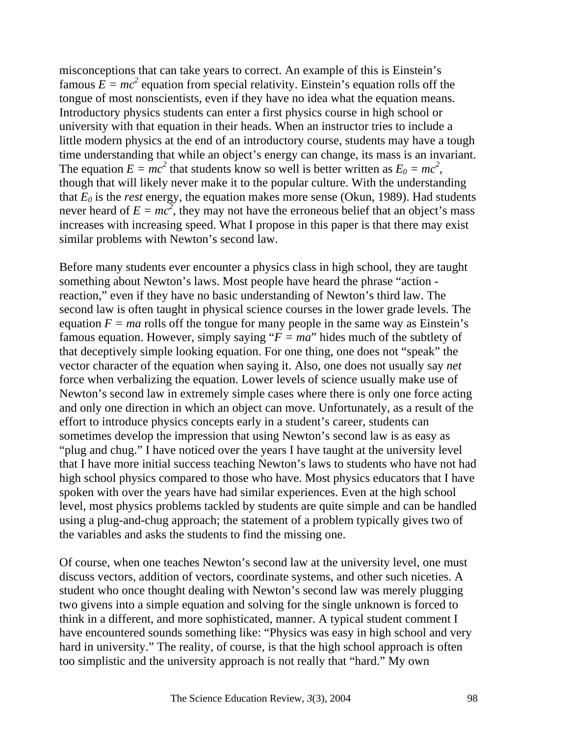misconceptions that can take years to correct. An example of this is Einstein's famous $E = mc^2$ equation from special relativity. Einstein's equation rolls off the tongue of most nonscientists, even if they have no idea what the equation means. Introductory physics students can enter a first physics course in high school or university with that equation in their heads. When an instructor tries to include a little modern physics at the end of an introductory course, students may have a tough time understanding that while an object's energy can change, its mass is an invariant. The equation $E = mc^2$ that students know so well is better written as $E_0 = mc^2$, though that will likely never make it to the popular culture. With the understanding that $E_0$ is the *rest* energy, the equation makes more sense (Okun, 1989). Had students never heard of $E = mc^2$, they may not have the erroneous belief that an object's mass increases with increasing speed. What I propose in this paper is that there may exist similar problems with Newton's second law.

Before many students ever encounter a physics class in high school, they are taught something about Newton's laws. Most people have heard the phrase "action - reaction," even if they have no basic understanding of Newton's third law. The second law is often taught in physical science courses in the lower grade levels. The equation $F = ma$ rolls off the tongue for many people in the same way as Einstein's famous equation. However, simply saying "$F = ma$" hides much of the subtlety of that deceptively simple looking equation. For one thing, one does not "speak" the vector character of the equation when saying it. Also, one does not usually say *net* force when verbalizing the equation. Lower levels of science usually make use of Newton's second law in extremely simple cases where there is only one force acting and only one direction in which an object can move. Unfortunately, as a result of the effort to introduce physics concepts early in a student's career, students can sometimes develop the impression that using Newton's second law is as easy as "plug and chug." I have noticed over the years I have taught at the university level that I have more initial success teaching Newton's laws to students who have not had high school physics compared to those who have. Most physics educators that I have spoken with over the years have had similar experiences. Even at the high school level, most physics problems tackled by students are quite simple and can be handled using a plug-and-chug approach; the statement of a problem typically gives two of the variables and asks the students to find the missing one.

Of course, when one teaches Newton's second law at the university level, one must discuss vectors, addition of vectors, coordinate systems, and other such niceties. A student who once thought dealing with Newton's second law was merely plugging two givens into a simple equation and solving for the single unknown is forced to think in a different, and more sophisticated, manner. A typical student comment I have encountered sounds something like: "Physics was easy in high school and very hard in university." The reality, of course, is that the high school approach is often too simplistic and the university approach is not really that "hard." My own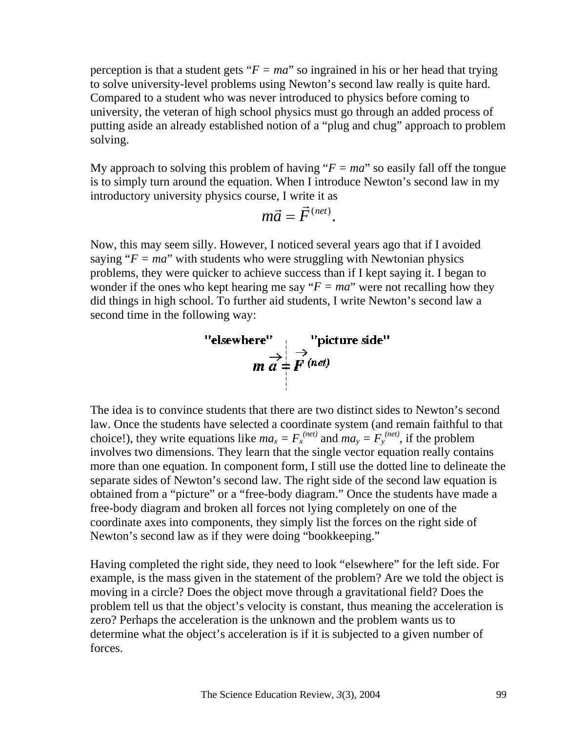perception is that a student gets "$F = ma$" so ingrained in his or her head that trying to solve university-level problems using Newton's second law really is quite hard. Compared to a student who was never introduced to physics before coming to university, the veteran of high school physics must go through an added process of putting aside an already established notion of a "plug and chug" approach to problem solving.

My approach to solving this problem of having "$F = ma$" so easily fall off the tongue is to simply turn around the equation. When I introduce Newton's second law in my introductory university physics course, I write it as

$$m\vec{a} = \vec{F}^{(net)}.$$

Now, this may seem silly. However, I noticed several years ago that if I avoided saying "$F = ma$" with students who were struggling with Newtonian physics problems, they were quicker to achieve success than if I kept saying it. I began to wonder if the ones who kept hearing me say "$F = ma$" were not recalling how they did things in high school. To further aid students, I write Newton's second law a second time in the following way:

"elsewhere" | "picture side"

$$m\vec{a} = \vec{F}^{(net)}$$

The idea is to convince students that there are two distinct sides to Newton's second law. Once the students have selected a coordinate system (and remain faithful to that choice!), they write equations like $ma_x = F_x^{(net)}$ and $ma_y = F_y^{(net)}$, if the problem involves two dimensions. They learn that the single vector equation really contains more than one equation. In component form, I still use the dotted line to delineate the separate sides of Newton's second law. The right side of the second law equation is obtained from a "picture" or a "free-body diagram." Once the students have made a free-body diagram and broken all forces not lying completely on one of the coordinate axes into components, they simply list the forces on the right side of Newton's second law as if they were doing "bookkeeping."

Having completed the right side, they need to look "elsewhere" for the left side. For example, is the mass given in the statement of the problem? Are we told the object is moving in a circle? Does the object move through a gravitational field? Does the problem tell us that the object's velocity is constant, thus meaning the acceleration is zero? Perhaps the acceleration is the unknown and the problem wants us to determine what the object's acceleration is if it is subjected to a given number of forces.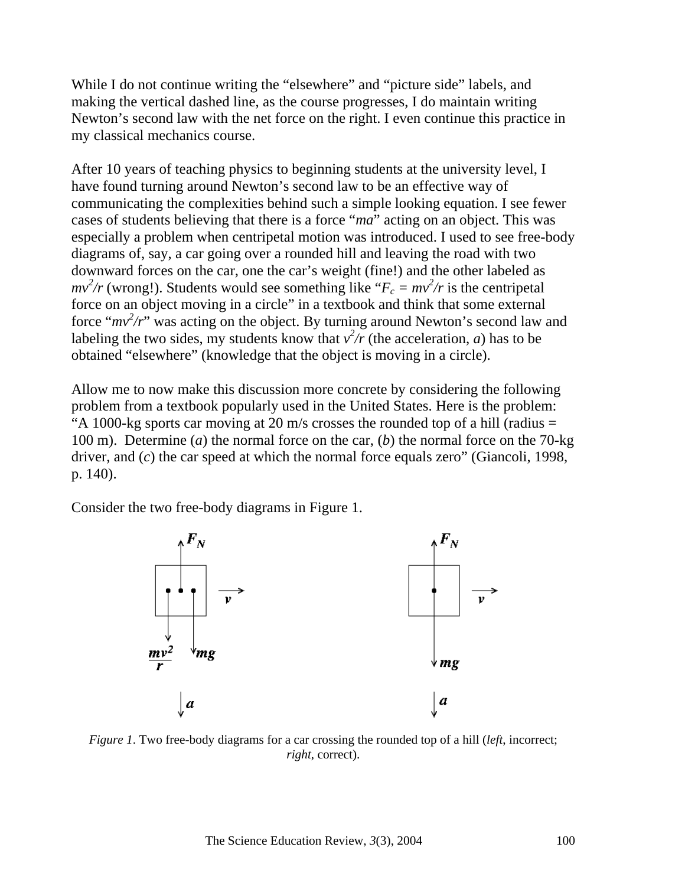While I do not continue writing the "elsewhere" and "picture side" labels, and making the vertical dashed line, as the course progresses, I do maintain writing Newton's second law with the net force on the right. I even continue this practice in my classical mechanics course.

After 10 years of teaching physics to beginning students at the university level, I have found turning around Newton's second law to be an effective way of communicating the complexities behind such a simple looking equation. I see fewer cases of students believing that there is a force "*ma*" acting on an object. This was especially a problem when centripetal motion was introduced. I used to see free-body diagrams of, say, a car going over a rounded hill and leaving the road with two downward forces on the car, one the car's weight (fine!) and the other labeled as $mv^2/r$ (wrong!). Students would see something like "$F_c = mv^2/r$ is the centripetal force on an object moving in a circle" in a textbook and think that some external force "$mv^2/r$" was acting on the object. By turning around Newton's second law and labeling the two sides, my students know that $v^2/r$ (the acceleration, $a$) has to be obtained "elsewhere" (knowledge that the object is moving in a circle).

Allow me to now make this discussion more concrete by considering the following problem from a textbook popularly used in the United States. Here is the problem: "A 1000-kg sports car moving at 20 m/s crosses the rounded top of a hill (radius = 100 m). Determine (*a*) the normal force on the car, (*b*) the normal force on the 70-kg driver, and (*c*) the car speed at which the normal force equals zero" (Giancoli, 1998, p. 140).

Consider the two free-body diagrams in Figure 1.

$F_N$

$v$

$\frac{mv^2}{r}$ $mg$

$a$

$F_N$

$v$

$mg$

$a$

*Figure 1*. Two free-body diagrams for a car crossing the rounded top of a hill (*left*, incorrect; *right*, correct).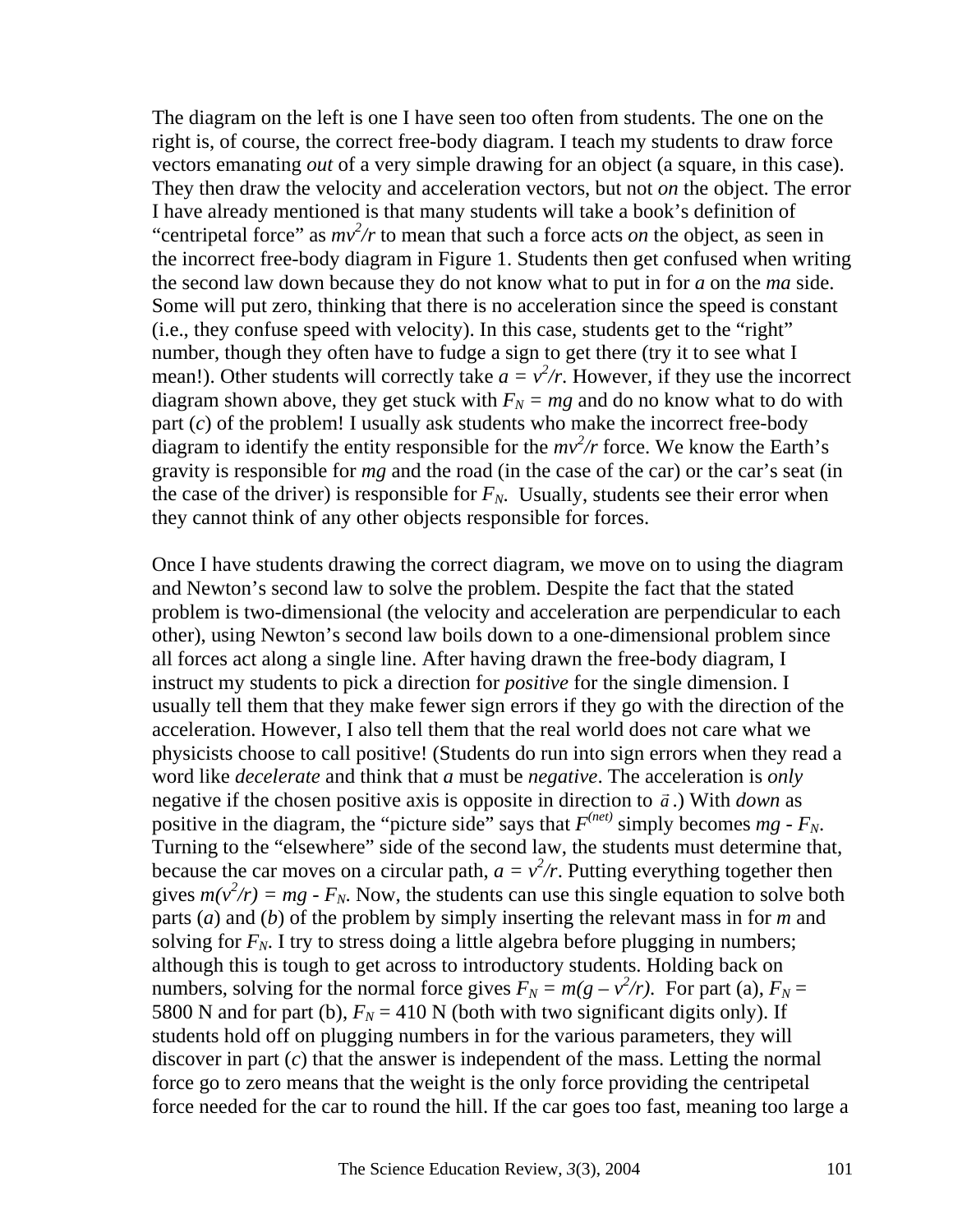The diagram on the left is one I have seen too often from students. The one on the right is, of course, the correct free-body diagram. I teach my students to draw force vectors emanating *out* of a very simple drawing for an object (a square, in this case). They then draw the velocity and acceleration vectors, but not *on* the object. The error I have already mentioned is that many students will take a book's definition of "centripetal force" as $mv^2/r$ to mean that such a force acts *on* the object, as seen in the incorrect free-body diagram in Figure 1. Students then get confused when writing the second law down because they do not know what to put in for $a$ on the $ma$ side. Some will put zero, thinking that there is no acceleration since the speed is constant (i.e., they confuse speed with velocity). In this case, students get to the "right" number, though they often have to fudge a sign to get there (try it to see what I mean!). Other students will correctly take $a = v^2/r$. However, if they use the incorrect diagram shown above, they get stuck with $F_N = mg$ and do no know what to do with part (*c*) of the problem! I usually ask students who make the incorrect free-body diagram to identify the entity responsible for the $mv^2/r$ force. We know the Earth's gravity is responsible for $mg$ and the road (in the case of the car) or the car's seat (in the case of the driver) is responsible for $F_N$. Usually, students see their error when they cannot think of any other objects responsible for forces.

Once I have students drawing the correct diagram, we move on to using the diagram and Newton's second law to solve the problem. Despite the fact that the stated problem is two-dimensional (the velocity and acceleration are perpendicular to each other), using Newton's second law boils down to a one-dimensional problem since all forces act along a single line. After having drawn the free-body diagram, I instruct my students to pick a direction for *positive* for the single dimension. I usually tell them that they make fewer sign errors if they go with the direction of the acceleration. However, I also tell them that the real world does not care what we physicists choose to call positive! (Students do run into sign errors when they read a word like *decelerate* and think that $a$ must be *negative*. The acceleration is *only* negative if the chosen positive axis is opposite in direction to $\vec{a}$.) With *down* as positive in the diagram, the "picture side" says that $F^{(net)}$ simply becomes $mg - F_N$. Turning to the "elsewhere" side of the second law, the students must determine that, because the car moves on a circular path, $a = v^2/r$. Putting everything together then gives $m(v^2/r) = mg - F_N$. Now, the students can use this single equation to solve both parts (*a*) and (*b*) of the problem by simply inserting the relevant mass in for $m$ and solving for $F_N$. I try to stress doing a little algebra before plugging in numbers; although this is tough to get across to introductory students. Holding back on numbers, solving for the normal force gives $F_N = m(g - v^2/r)$. For part (a), $F_N =$ 5800 N and for part (b), $F_N =$ 410 N (both with two significant digits only). If students hold off on plugging numbers in for the various parameters, they will discover in part (*c*) that the answer is independent of the mass. Letting the normal force go to zero means that the weight is the only force providing the centripetal force needed for the car to round the hill. If the car goes too fast, meaning too large a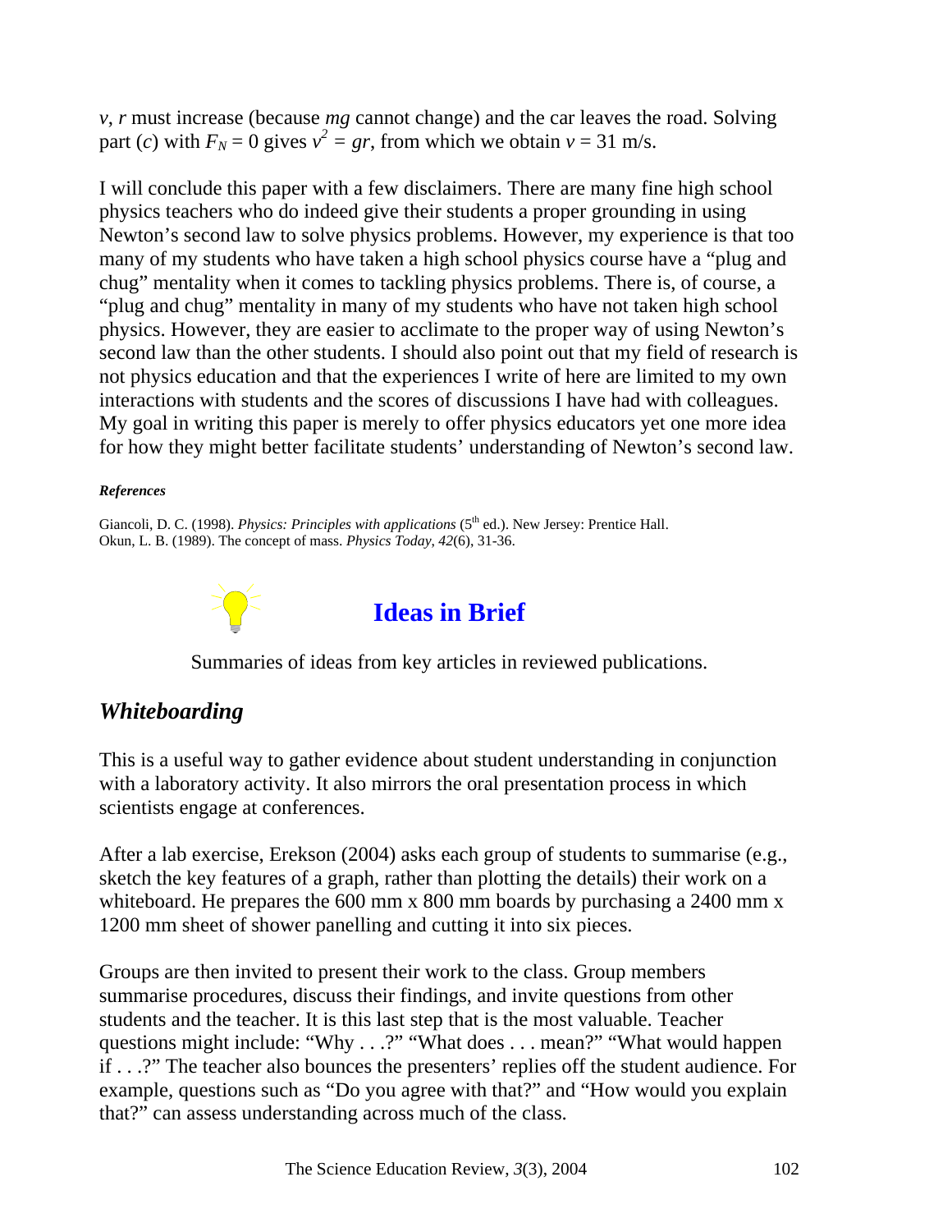$v$, $r$ must increase (because $mg$ cannot change) and the car leaves the road. Solving part (*c*) with $F_N = 0$ gives $v^2 = gr$, from which we obtain $v = 31$ m/s.

I will conclude this paper with a few disclaimers. There are many fine high school physics teachers who do indeed give their students a proper grounding in using Newton's second law to solve physics problems. However, my experience is that too many of my students who have taken a high school physics course have a "plug and chug" mentality when it comes to tackling physics problems. There is, of course, a "plug and chug" mentality in many of my students who have not taken high school physics. However, they are easier to acclimate to the proper way of using Newton's second law than the other students. I should also point out that my field of research is not physics education and that the experiences I write of here are limited to my own interactions with students and the scores of discussions I have had with colleagues. My goal in writing this paper is merely to offer physics educators yet one more idea for how they might better facilitate students' understanding of Newton's second law.

***References***

Giancoli, D. C. (1998). *Physics: Principles with applications* (5th ed.). New Jersey: Prentice Hall.
Okun, L. B. (1989). The concept of mass. *Physics Today, 42*(6), 31-36.

## Ideas in Brief

Summaries of ideas from key articles in reviewed publications.

### *Whiteboarding*

This is a useful way to gather evidence about student understanding in conjunction with a laboratory activity. It also mirrors the oral presentation process in which scientists engage at conferences.

After a lab exercise, Erekson (2004) asks each group of students to summarise (e.g., sketch the key features of a graph, rather than plotting the details) their work on a whiteboard. He prepares the 600 mm x 800 mm boards by purchasing a 2400 mm x 1200 mm sheet of shower panelling and cutting it into six pieces.

Groups are then invited to present their work to the class. Group members summarise procedures, discuss their findings, and invite questions from other students and the teacher. It is this last step that is the most valuable. Teacher questions might include: "Why . . .?" "What does . . . mean?" "What would happen if . . .?" The teacher also bounces the presenters' replies off the student audience. For example, questions such as "Do you agree with that?" and "How would you explain that?" can assess understanding across much of the class.